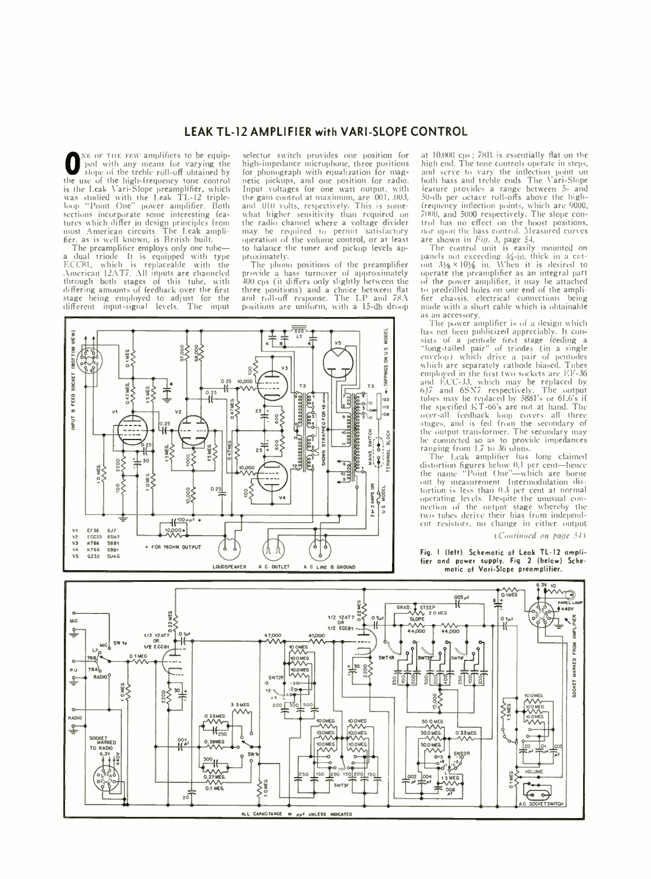## LEAK TL-12 AMPLIFIER with VARI-SLOPE CONTROL

One of the few amplifiers to be equipped with any means for varying the slope of the treble roll-off obtained by the use of the high-frequency tone control is the Leak Vari-Slope preamplifier, which was studied with the Leak TL-12 triple-loop "Point One" power amplifier. Both sections incorporate some interesting features which differ in design principles from most American circuits. The Leak amplifier, as is well known, is British built.

The preamplifier employs only one tube—a dual triode. It is equipped with type ECC81, which is replaceable with the American 12AT7. All inputs are channeled through both stages of this tube, with differing amounts of feedback over the first stage being employed to adjust for the different input-signal levels. The input selector switch provides one position for high-impedance microphone, three positions for phonograph with equalization for magnetic pickups, and one position for radio. Input voltages for one watt output, with the gain control at maximum, are .001, .003, and .010 volts, respectively. This is somewhat higher sensitivity than required on the radio channel where a voltage divider may be required to permit satisfactory operation of the volume control, or at least to balance the tuner and pickup levels approximately.

The phono positions of the preamplifier provide a bass turnover of approximately 400 cps (it differs only slightly between the three positions) and a choice between flat and roll-off response. The LP and 78A positions are uniform, with a 15-db droop at 10,000 cps; 78B is essentially flat on the high end. The tone controls operate in steps, and serve to vary the inflection point on both bass and treble ends. The Vari-Slope feature provides a range between 5- and 50-db per octave roll-offs above the high-frequency inflection points, which are 9000, 7000, and 5000 respectively. The slope control has no effect on the boost positions, nor upon the bass control. Measured curves are shown in *Fig. 3*, page 54.

The control unit is easily mounted on panels not exceeding ¾-in. thick in a cutout 3⅛ × 10⅛ in. When it is desired to operate the preamplifier as an integral part of the power amplifier, it may be attached to predrilled holes on one end of the amplifier chassis, electrical connections being made with a short cable which is obtainable as an accessory.

The power amplifier is of a design which has not been publicized appreciably. It consists of a pentode first stage feeding a "long-tailed pair" of triodes (in a single envelope) which drive a pair of pentodes which are separately cathode biased. Tubes employed in the first two sockets are EF-36 and ECC-33, which may be replaced by 6J7 and 6SN7 respectively. The output tubes may be replaced by 5881's or 61.6's if the specified KT-66's are not at hand. The over-all feedback loop covers all three stages, and is fed from the secondary of the output transformer. The secondary may be connected so as to provide impedances ranging from 1.7 to 36 ohms.

The Leak amplifier has long claimed distortion figures below 0.1 per cent—hence the name "Point One"—which are borne out by measurement. Intermodulation distortion is less than 0.3 per cent at normal operating levels. Despite the unusual connection of the output stage whereby the two tubes derive their bias from independent resistors, no change in either output

*(Continued on page 54)*

| | | |
|---|---|---|
| V1 | EF36 | 6J7 |
| V2 | ECC33 | 6SN7 |
| V3 | KT66 | 5881 |
| V4 | KT66 | 5881 |
| V5 | GZ32 | 5U4G |

• FOR 16OHM OUTPUT

Fig. 1 (left). Schematic of Leak TL-12 amplifier and power supply. Fig. 2 (below) Schematic of Vari-Slope preamplifier.

ALL CAPACITANCE IN μμf UNLESS INDICATED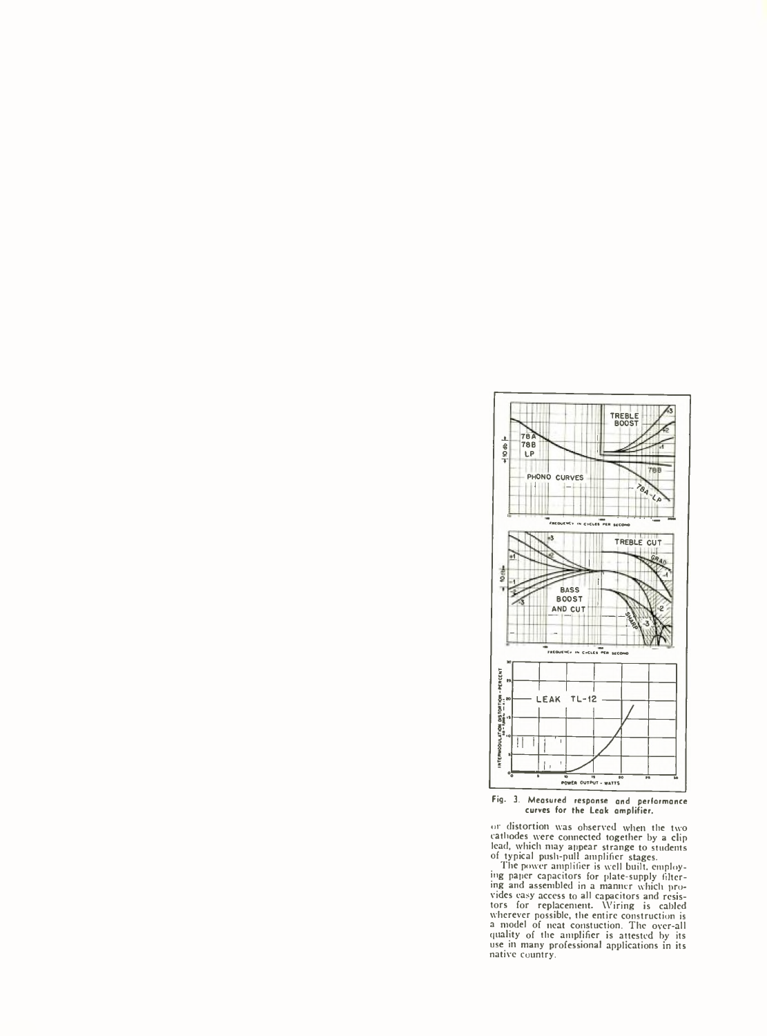TREBLE BOOST

+3

+2

+1

78A

78B

LP

10 db

78B

PHONO CURVES

78A-LP

FREQUENCY IN CYCLES PER SECOND

TREBLE CUT

+3

+2

+1

GRAD

-1

10 db

-1

-2

-3

BASS BOOST AND CUT

-2

SHARP

-3

FREQUENCY IN CYCLES PER SECOND

INTERMODULATION DISTORTION - PERCENT

LEAK TL-12

POWER OUTPUT - WATTS

0 5 10 15 20 25 30

Fig. 3. Measured response and performance curves for the Leak amplifier.

or distortion was observed when the two cathodes were connected together by a clip lead, which may appear strange to students of typical push-pull amplifier stages.

The power amplifier is well built, employing paper capacitors for plate-supply filtering and assembled in a manner which provides easy access to all capacitors and resistors for replacement. Wiring is cabled wherever possible, the entire construction is a model of neat constuction. The over-all quality of the amplifier is attested by its use in many professional applications in its native country.